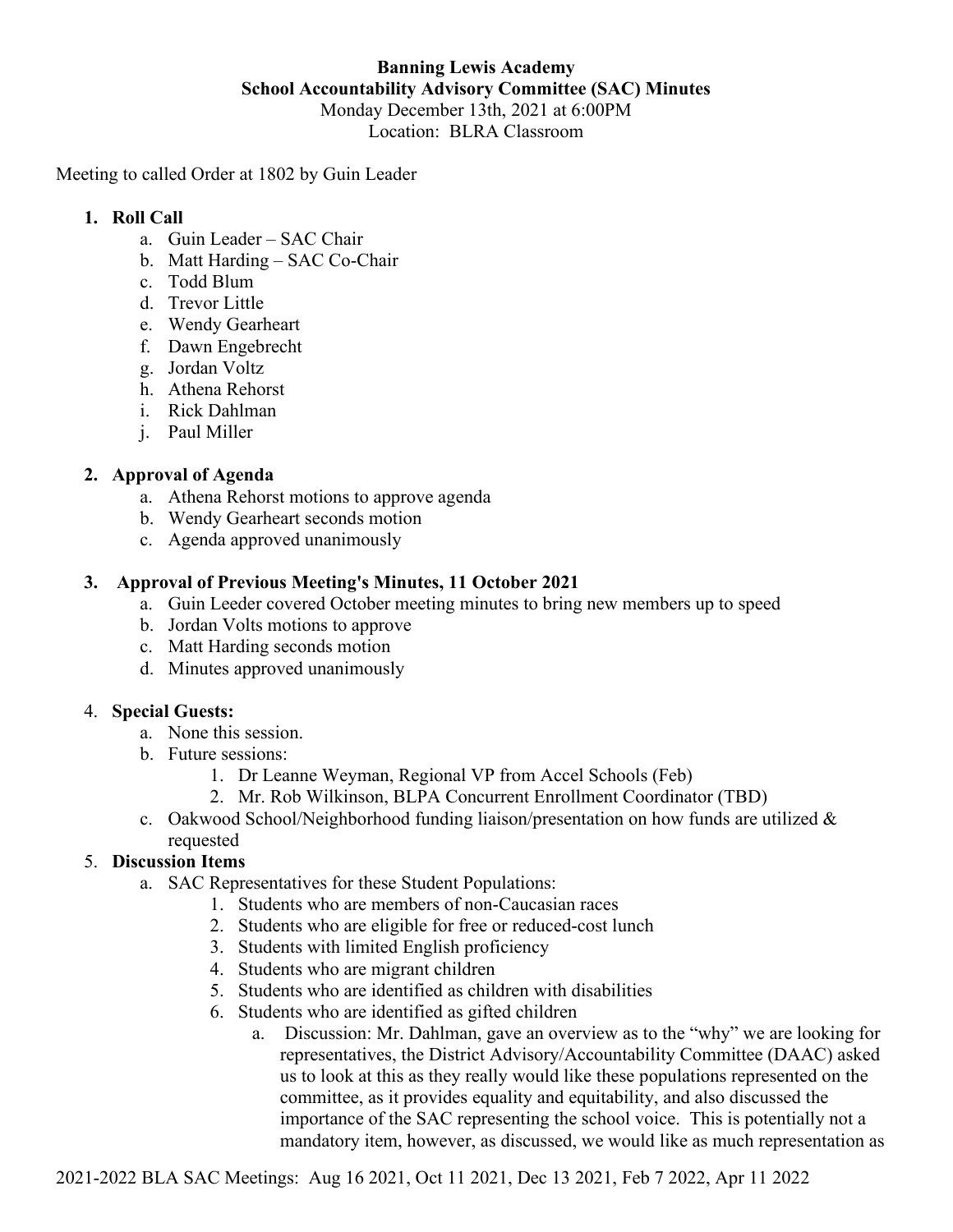**Banning Lewis Academy**
**School Accountability Advisory Committee (SAC) Minutes**
Monday December 13th, 2021 at 6:00PM
Location: BLRA Classroom

Meeting to called Order at 1802 by Guin Leader

1. **Roll Call**
   a. Guin Leader – SAC Chair
   b. Matt Harding – SAC Co-Chair
   c. Todd Blum
   d. Trevor Little
   e. Wendy Gearheart
   f. Dawn Engebrecht
   g. Jordan Voltz
   h. Athena Rehorst
   i. Rick Dahlman
   j. Paul Miller

2. **Approval of Agenda**
   a. Athena Rehorst motions to approve agenda
   b. Wendy Gearheart seconds motion
   c. Agenda approved unanimously

3. **Approval of Previous Meeting's Minutes, 11 October 2021**
   a. Guin Leeder covered October meeting minutes to bring new members up to speed
   b. Jordan Volts motions to approve
   c. Matt Harding seconds motion
   d. Minutes approved unanimously

4. **Special Guests:**
   a. None this session.
   b. Future sessions:
      1. Dr Leanne Weyman, Regional VP from Accel Schools (Feb)
      2. Mr. Rob Wilkinson, BLPA Concurrent Enrollment Coordinator (TBD)
   c. Oakwood School/Neighborhood funding liaison/presentation on how funds are utilized & requested

5. **Discussion Items**
   a. SAC Representatives for these Student Populations:
      1. Students who are members of non-Caucasian races
      2. Students who are eligible for free or reduced-cost lunch
      3. Students with limited English proficiency
      4. Students who are migrant children
      5. Students who are identified as children with disabilities
      6. Students who are identified as gifted children
         a. Discussion: Mr. Dahlman, gave an overview as to the "why" we are looking for representatives, the District Advisory/Accountability Committee (DAAC) asked us to look at this as they really would like these populations represented on the committee, as it provides equality and equitability, and also discussed the importance of the SAC representing the school voice. This is potentially not a mandatory item, however, as discussed, we would like as much representation as

2021-2022 BLA SAC Meetings: Aug 16 2021, Oct 11 2021, Dec 13 2021, Feb 7 2022, Apr 11 2022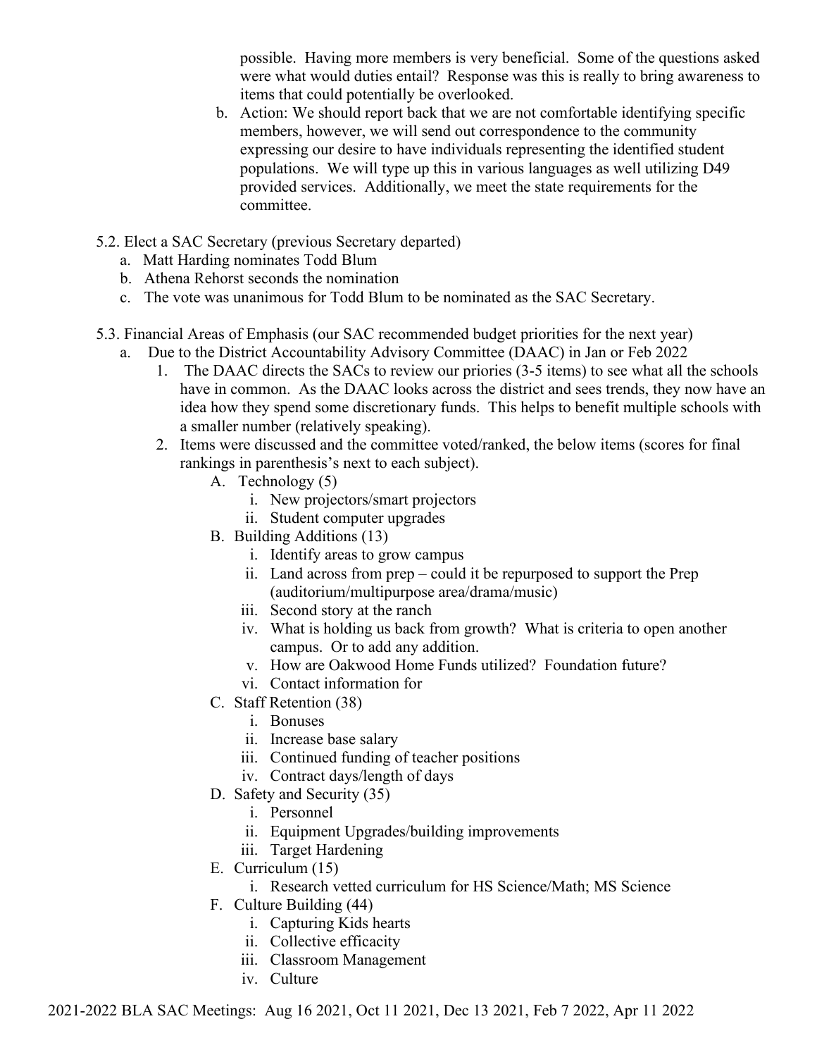possible. Having more members is very beneficial. Some of the questions asked were what would duties entail? Response was this is really to bring awareness to items that could potentially be overlooked.

b. Action: We should report back that we are not comfortable identifying specific members, however, we will send out correspondence to the community expressing our desire to have individuals representing the identified student populations. We will type up this in various languages as well utilizing D49 provided services. Additionally, we meet the state requirements for the committee.

5.2. Elect a SAC Secretary (previous Secretary departed)

a. Matt Harding nominates Todd Blum
b. Athena Rehorst seconds the nomination
c. The vote was unanimous for Todd Blum to be nominated as the SAC Secretary.

5.3. Financial Areas of Emphasis (our SAC recommended budget priorities for the next year)

a. Due to the District Accountability Advisory Committee (DAAC) in Jan or Feb 2022

1. The DAAC directs the SACs to review our priories (3-5 items) to see what all the schools have in common. As the DAAC looks across the district and sees trends, they now have an idea how they spend some discretionary funds. This helps to benefit multiple schools with a smaller number (relatively speaking).
2. Items were discussed and the committee voted/ranked, the below items (scores for final rankings in parenthesis's next to each subject).

   A. Technology (5)
      i. New projectors/smart projectors
      ii. Student computer upgrades

   B. Building Additions (13)
      i. Identify areas to grow campus
      ii. Land across from prep – could it be repurposed to support the Prep (auditorium/multipurpose area/drama/music)
      iii. Second story at the ranch
      iv. What is holding us back from growth? What is criteria to open another campus. Or to add any addition.
      v. How are Oakwood Home Funds utilized? Foundation future?
      vi. Contact information for

   C. Staff Retention (38)
      i. Bonuses
      ii. Increase base salary
      iii. Continued funding of teacher positions
      iv. Contract days/length of days

   D. Safety and Security (35)
      i. Personnel
      ii. Equipment Upgrades/building improvements
      iii. Target Hardening

   E. Curriculum (15)
      i. Research vetted curriculum for HS Science/Math; MS Science

   F. Culture Building (44)
      i. Capturing Kids hearts
      ii. Collective efficacity
      iii. Classroom Management
      iv. Culture

2021-2022 BLA SAC Meetings: Aug 16 2021, Oct 11 2021, Dec 13 2021, Feb 7 2022, Apr 11 2022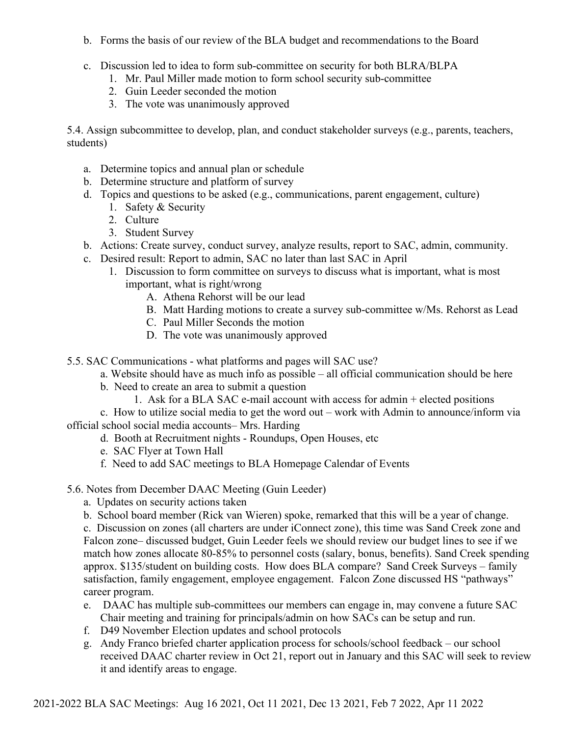b. Forms the basis of our review of the BLA budget and recommendations to the Board

c. Discussion led to idea to form sub-committee on security for both BLRA/BLPA
   1. Mr. Paul Miller made motion to form school security sub-committee
   2. Guin Leeder seconded the motion
   3. The vote was unanimously approved

5.4. Assign subcommittee to develop, plan, and conduct stakeholder surveys (e.g., parents, teachers, students)

a. Determine topics and annual plan or schedule
b. Determine structure and platform of survey
d. Topics and questions to be asked (e.g., communications, parent engagement, culture)
   1. Safety & Security
   2. Culture
   3. Student Survey
b. Actions: Create survey, conduct survey, analyze results, report to SAC, admin, community.
c. Desired result: Report to admin, SAC no later than last SAC in April
   1. Discussion to form committee on surveys to discuss what is important, what is most important, what is right/wrong
      A. Athena Rehorst will be our lead
      B. Matt Harding motions to create a survey sub-committee w/Ms. Rehorst as Lead
      C. Paul Miller Seconds the motion
      D. The vote was unanimously approved

5.5. SAC Communications - what platforms and pages will SAC use?

a. Website should have as much info as possible – all official communication should be here
b. Need to create an area to submit a question
   1. Ask for a BLA SAC e-mail account with access for admin + elected positions
c. How to utilize social media to get the word out – work with Admin to announce/inform via official school social media accounts– Mrs. Harding
d. Booth at Recruitment nights - Roundups, Open Houses, etc
e. SAC Flyer at Town Hall
f. Need to add SAC meetings to BLA Homepage Calendar of Events

5.6. Notes from December DAAC Meeting (Guin Leeder)

a. Updates on security actions taken
b. School board member (Rick van Wieren) spoke, remarked that this will be a year of change.
c. Discussion on zones (all charters are under iConnect zone), this time was Sand Creek zone and Falcon zone– discussed budget, Guin Leeder feels we should review our budget lines to see if we match how zones allocate 80-85% to personnel costs (salary, bonus, benefits). Sand Creek spending approx. $135/student on building costs. How does BLA compare? Sand Creek Surveys – family satisfaction, family engagement, employee engagement. Falcon Zone discussed HS "pathways" career program.
e. DAAC has multiple sub-committees our members can engage in, may convene a future SAC Chair meeting and training for principals/admin on how SACs can be setup and run.
f. D49 November Election updates and school protocols
g. Andy Franco briefed charter application process for schools/school feedback – our school received DAAC charter review in Oct 21, report out in January and this SAC will seek to review it and identify areas to engage.

2021-2022 BLA SAC Meetings: Aug 16 2021, Oct 11 2021, Dec 13 2021, Feb 7 2022, Apr 11 2022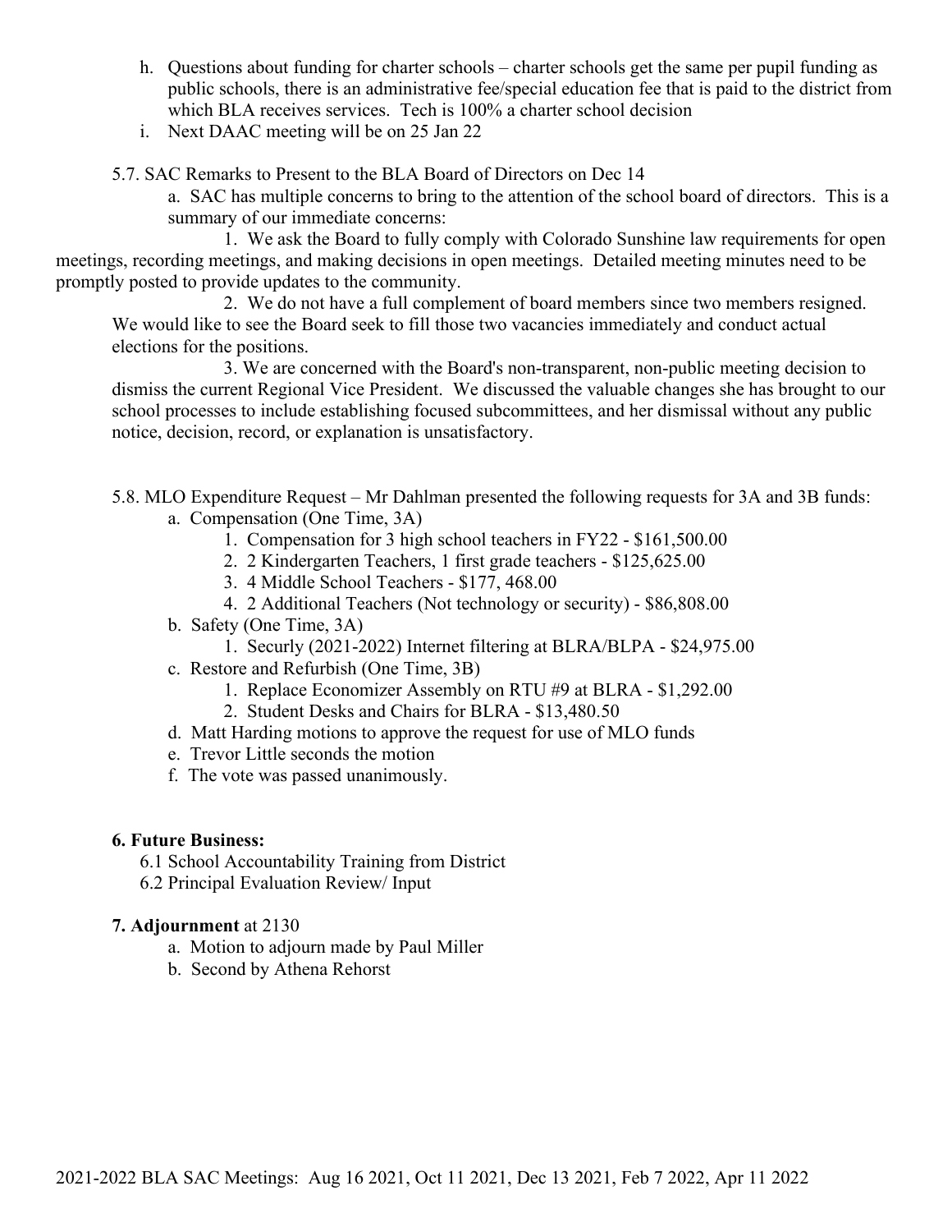h. Questions about funding for charter schools – charter schools get the same per pupil funding as public schools, there is an administrative fee/special education fee that is paid to the district from which BLA receives services. Tech is 100% a charter school decision

i. Next DAAC meeting will be on 25 Jan 22

5.7. SAC Remarks to Present to the BLA Board of Directors on Dec 14

a. SAC has multiple concerns to bring to the attention of the school board of directors. This is a summary of our immediate concerns:

1. We ask the Board to fully comply with Colorado Sunshine law requirements for open meetings, recording meetings, and making decisions in open meetings. Detailed meeting minutes need to be promptly posted to provide updates to the community.

2. We do not have a full complement of board members since two members resigned. We would like to see the Board seek to fill those two vacancies immediately and conduct actual elections for the positions.

3. We are concerned with the Board's non-transparent, non-public meeting decision to dismiss the current Regional Vice President. We discussed the valuable changes she has brought to our school processes to include establishing focused subcommittees, and her dismissal without any public notice, decision, record, or explanation is unsatisfactory.

5.8. MLO Expenditure Request – Mr Dahlman presented the following requests for 3A and 3B funds:

a. Compensation (One Time, 3A)
   1. Compensation for 3 high school teachers in FY22 - $161,500.00
   2. 2 Kindergarten Teachers, 1 first grade teachers - $125,625.00
   3. 4 Middle School Teachers - $177, 468.00
   4. 2 Additional Teachers (Not technology or security) - $86,808.00

b. Safety (One Time, 3A)
   1. Securly (2021-2022) Internet filtering at BLRA/BLPA - $24,975.00

c. Restore and Refurbish (One Time, 3B)
   1. Replace Economizer Assembly on RTU #9 at BLRA - $1,292.00
   2. Student Desks and Chairs for BLRA - $13,480.50

d. Matt Harding motions to approve the request for use of MLO funds

e. Trevor Little seconds the motion

f. The vote was passed unanimously.

**6. Future Business:**

6.1 School Accountability Training from District

6.2 Principal Evaluation Review/ Input

**7. Adjournment** at 2130

a. Motion to adjourn made by Paul Miller

b. Second by Athena Rehorst

2021-2022 BLA SAC Meetings: Aug 16 2021, Oct 11 2021, Dec 13 2021, Feb 7 2022, Apr 11 2022